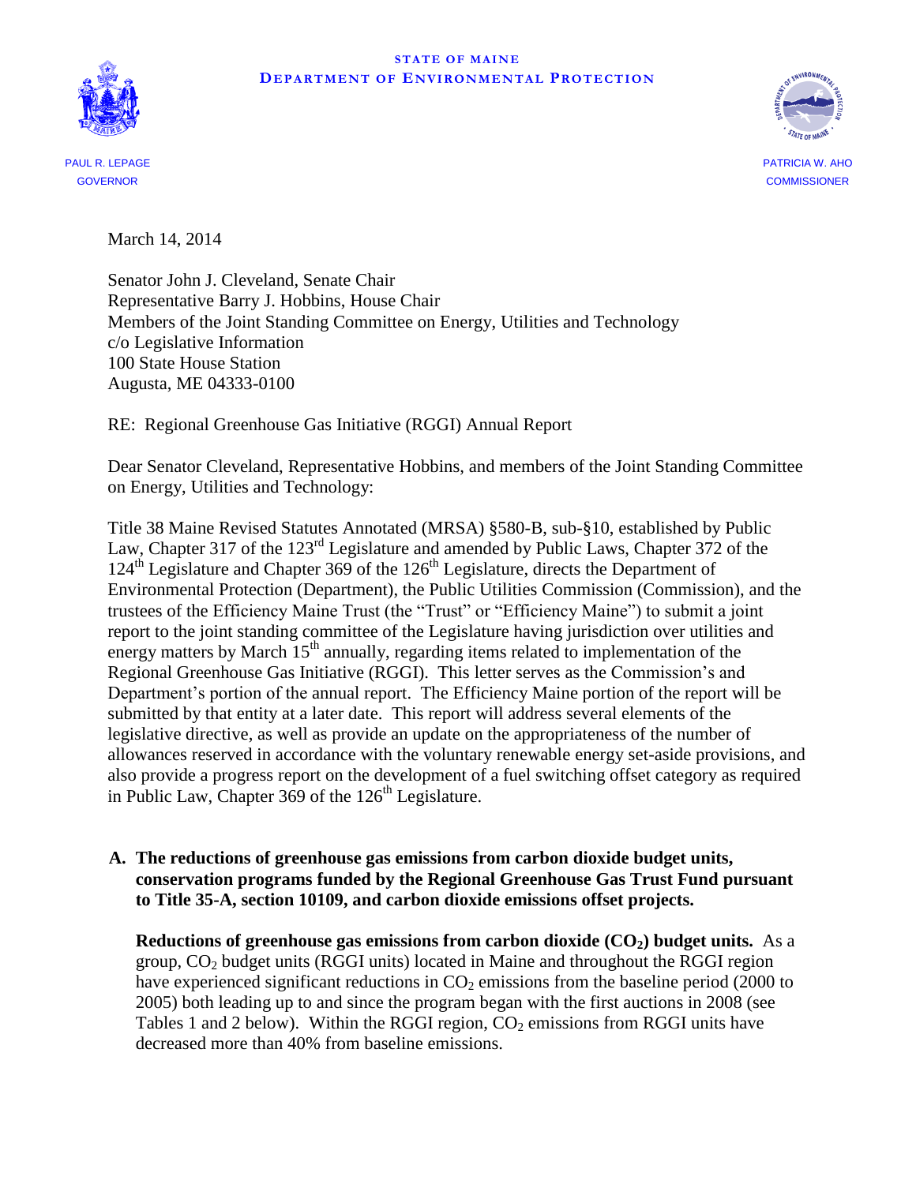**STATE OF MAINE**
**DEPARTMENT OF ENVIRONMENTAL PROTECTION**

PAUL R. LEPAGE
GOVERNOR

PATRICIA W. AHO
COMMISSIONER

March 14, 2014

Senator John J. Cleveland, Senate Chair
Representative Barry J. Hobbins, House Chair
Members of the Joint Standing Committee on Energy, Utilities and Technology
c/o Legislative Information
100 State House Station
Augusta, ME 04333-0100

RE: Regional Greenhouse Gas Initiative (RGGI) Annual Report

Dear Senator Cleveland, Representative Hobbins, and members of the Joint Standing Committee on Energy, Utilities and Technology:

Title 38 Maine Revised Statutes Annotated (MRSA) §580-B, sub-§10, established by Public Law, Chapter 317 of the 123rd Legislature and amended by Public Laws, Chapter 372 of the 124th Legislature and Chapter 369 of the 126th Legislature, directs the Department of Environmental Protection (Department), the Public Utilities Commission (Commission), and the trustees of the Efficiency Maine Trust (the "Trust" or "Efficiency Maine") to submit a joint report to the joint standing committee of the Legislature having jurisdiction over utilities and energy matters by March 15th annually, regarding items related to implementation of the Regional Greenhouse Gas Initiative (RGGI). This letter serves as the Commission's and Department's portion of the annual report. The Efficiency Maine portion of the report will be submitted by that entity at a later date. This report will address several elements of the legislative directive, as well as provide an update on the appropriateness of the number of allowances reserved in accordance with the voluntary renewable energy set-aside provisions, and also provide a progress report on the development of a fuel switching offset category as required in Public Law, Chapter 369 of the 126th Legislature.

**A. The reductions of greenhouse gas emissions from carbon dioxide budget units, conservation programs funded by the Regional Greenhouse Gas Trust Fund pursuant to Title 35-A, section 10109, and carbon dioxide emissions offset projects.**

**Reductions of greenhouse gas emissions from carbon dioxide ($CO_2$) budget units.** As a group, $CO_2$ budget units (RGGI units) located in Maine and throughout the RGGI region have experienced significant reductions in $CO_2$ emissions from the baseline period (2000 to 2005) both leading up to and since the program began with the first auctions in 2008 (see Tables 1 and 2 below). Within the RGGI region, $CO_2$ emissions from RGGI units have decreased more than 40% from baseline emissions.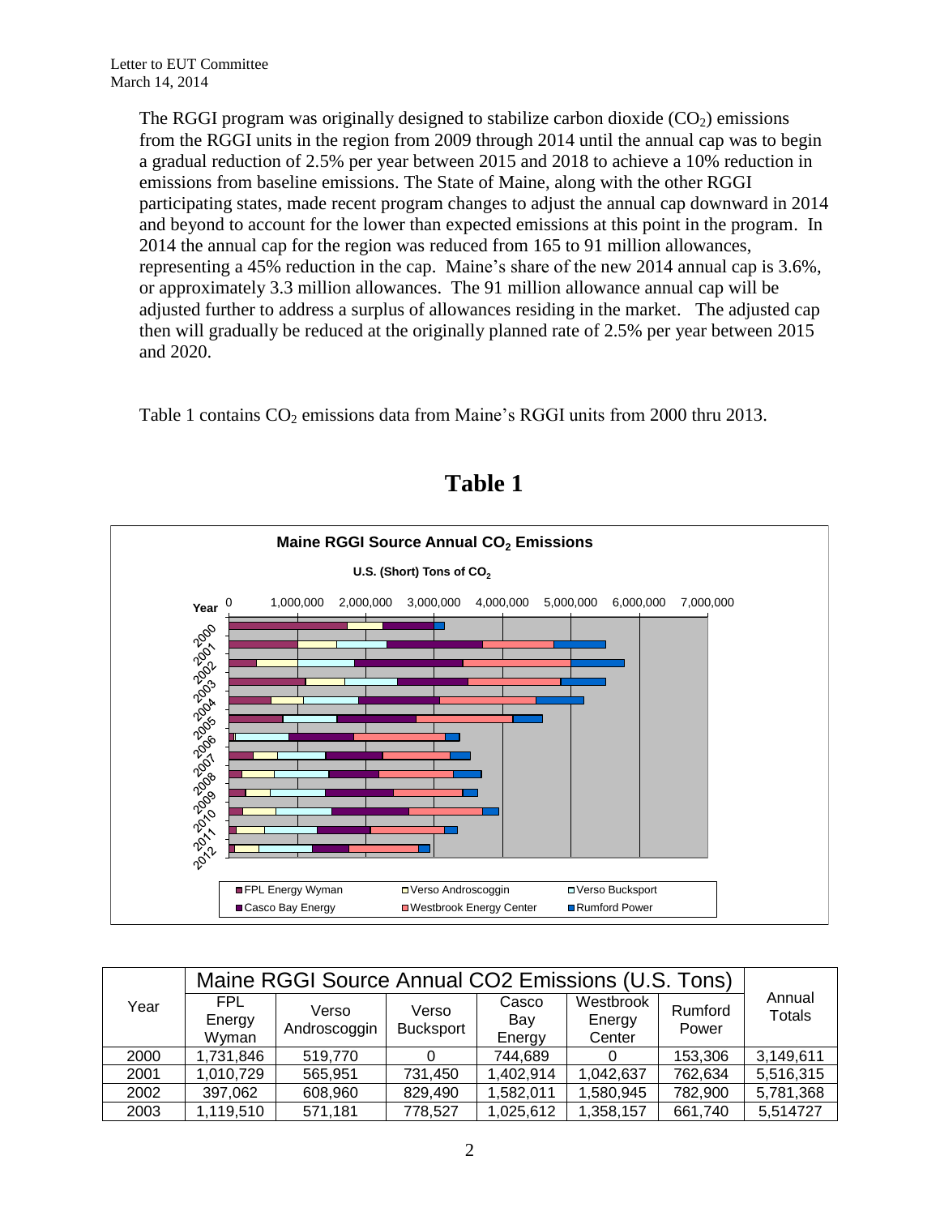The RGGI program was originally designed to stabilize carbon dioxide ($CO_2$) emissions from the RGGI units in the region from 2009 through 2014 until the annual cap was to begin a gradual reduction of 2.5% per year between 2015 and 2018 to achieve a 10% reduction in emissions from baseline emissions. The State of Maine, along with the other RGGI participating states, made recent program changes to adjust the annual cap downward in 2014 and beyond to account for the lower than expected emissions at this point in the program. In 2014 the annual cap for the region was reduced from 165 to 91 million allowances, representing a 45% reduction in the cap. Maine's share of the new 2014 annual cap is 3.6%, or approximately 3.3 million allowances. The 91 million allowance annual cap will be adjusted further to address a surplus of allowances residing in the market. The adjusted cap then will gradually be reduced at the originally planned rate of 2.5% per year between 2015 and 2020.

Table 1 contains $CO_2$ emissions data from Maine's RGGI units from 2000 thru 2013.

# Table 1

**Maine RGGI Source Annual $CO_2$ Emissions**

U.S. (Short) Tons of $CO_2$

| Year | Maine RGGI Source Annual CO2 Emissions (U.S. Tons) | | | | | | Annual Totals |
|---|---|---|---|---|---|---|---|
| | FPL Energy Wyman | Verso Androscoggin | Verso Bucksport | Casco Bay Energy | Westbrook Energy Center | Rumford Power | |
| 2000 | 1,731,846 | 519,770 | 0 | 744,689 | 0 | 153,306 | 3,149,611 |
| 2001 | 1,010,729 | 565,951 | 731,450 | 1,402,914 | 1,042,637 | 762,634 | 5,516,315 |
| 2002 | 397,062 | 608,960 | 829,490 | 1,582,011 | 1,580,945 | 782,900 | 5,781,368 |
| 2003 | 1,119,510 | 571,181 | 778,527 | 1,025,612 | 1,358,157 | 661,740 | 5,514727 |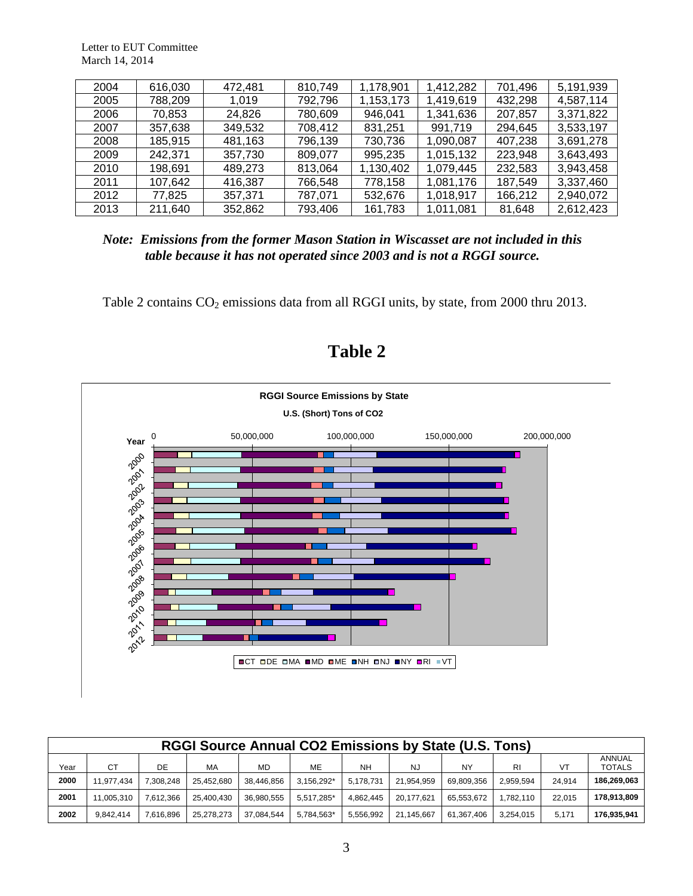| 2004 | 616,030 | 472,481 | 810,749 | 1,178,901 | 1,412,282 | 701,496 | 5,191,939 |
|---|---|---|---|---|---|---|---|
| 2005 | 788,209 | 1,019 | 792,796 | 1,153,173 | 1,419,619 | 432,298 | 4,587,114 |
| 2006 | 70,853 | 24,826 | 780,609 | 946,041 | 1,341,636 | 207,857 | 3,371,822 |
| 2007 | 357,638 | 349,532 | 708,412 | 831,251 | 991,719 | 294,645 | 3,533,197 |
| 2008 | 185,915 | 481,163 | 796,139 | 730,736 | 1,090,087 | 407,238 | 3,691,278 |
| 2009 | 242,371 | 357,730 | 809,077 | 995,235 | 1,015,132 | 223,948 | 3,643,493 |
| 2010 | 198,691 | 489,273 | 813,064 | 1,130,402 | 1,079,445 | 232,583 | 3,943,458 |
| 2011 | 107,642 | 416,387 | 766,548 | 778,158 | 1,081,176 | 187,549 | 3,337,460 |
| 2012 | 77,825 | 357,371 | 787,071 | 532,676 | 1,018,917 | 166,212 | 2,940,072 |
| 2013 | 211,640 | 352,862 | 793,406 | 161,783 | 1,011,081 | 81,648 | 2,612,423 |

***Note: Emissions from the former Mason Station in Wiscasset are not included in this table because it has not operated since 2003 and is not a RGGI source.***

Table 2 contains $CO_2$ emissions data from all RGGI units, by state, from 2000 thru 2013.

# Table 2

**RGGI Source Emissions by State**

**U.S. (Short) Tons of CO2**

| RGGI Source Annual CO2 Emissions by State (U.S. Tons) | | | | | | | | | | | |
|---|---|---|---|---|---|---|---|---|---|---|---|
| Year | CT | DE | MA | MD | ME | NH | NJ | NY | RI | VT | ANNUAL TOTALS |
| **2000** | 11,977,434 | 7,308,248 | 25,452,680 | 38,446,856 | 3,156,292* | 5,178,731 | 21,954,959 | 69,809,356 | 2,959,594 | 24,914 | **186,269,063** |
| **2001** | 11,005,310 | 7,612,366 | 25,400,430 | 36,980,555 | 5,517,285* | 4,862,445 | 20,177,621 | 65,553,672 | 1,782,110 | 22,015 | **178,913,809** |
| **2002** | 9,842,414 | 7,616,896 | 25,278,273 | 37,084,544 | 5,784,563* | 5,556,992 | 21,145,667 | 61,367,406 | 3,254,015 | 5,171 | **176,935,941** |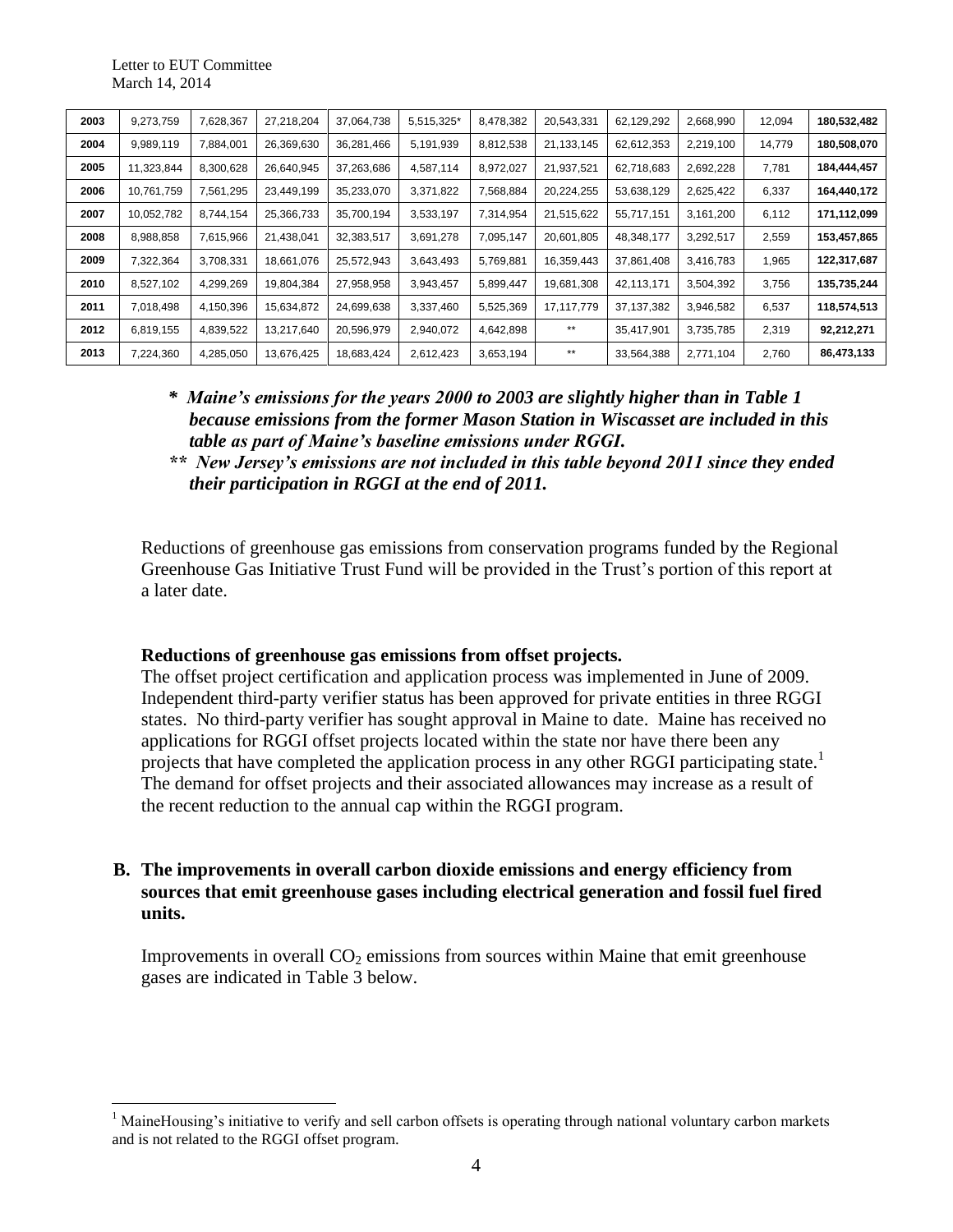| 2003 | 9,273,759 | 7,628,367 | 27,218,204 | 37,064,738 | 5,515,325* | 8,478,382 | 20,543,331 | 62,129,292 | 2,668,990 | 12,094 | **180,532,482** |
|---|---|---|---|---|---|---|---|---|---|---|---|
| 2004 | 9,989,119 | 7,884,001 | 26,369,630 | 36,281,466 | 5,191,939 | 8,812,538 | 21,133,145 | 62,612,353 | 2,219,100 | 14,779 | **180,508,070** |
| 2005 | 11,323,844 | 8,300,628 | 26,640,945 | 37,263,686 | 4,587,114 | 8,972,027 | 21,937,521 | 62,718,683 | 2,692,228 | 7,781 | **184,444,457** |
| 2006 | 10,761,759 | 7,561,295 | 23,449,199 | 35,233,070 | 3,371,822 | 7,568,884 | 20,224,255 | 53,638,129 | 2,625,422 | 6,337 | **164,440,172** |
| 2007 | 10,052,782 | 8,744,154 | 25,366,733 | 35,700,194 | 3,533,197 | 7,314,954 | 21,515,622 | 55,717,151 | 3,161,200 | 6,112 | **171,112,099** |
| 2008 | 8,988,858 | 7,615,966 | 21,438,041 | 32,383,517 | 3,691,278 | 7,095,147 | 20,601,805 | 48,348,177 | 3,292,517 | 2,559 | **153,457,865** |
| 2009 | 7,322,364 | 3,708,331 | 18,661,076 | 25,572,943 | 3,643,493 | 5,769,881 | 16,359,443 | 37,861,408 | 3,416,783 | 1,965 | **122,317,687** |
| 2010 | 8,527,102 | 4,299,269 | 19,804,384 | 27,958,958 | 3,943,457 | 5,899,447 | 19,681,308 | 42,113,171 | 3,504,392 | 3,756 | **135,735,244** |
| 2011 | 7,018,498 | 4,150,396 | 15,634,872 | 24,699,638 | 3,337,460 | 5,525,369 | 17,117,779 | 37,137,382 | 3,946,582 | 6,537 | **118,574,513** |
| 2012 | 6,819,155 | 4,839,522 | 13,217,640 | 20,596,979 | 2,940,072 | 4,642,898 | ** | 35,417,901 | 3,735,785 | 2,319 | **92,212,271** |
| 2013 | 7,224,360 | 4,285,050 | 13,676,425 | 18,683,424 | 2,612,423 | 3,653,194 | ** | 33,564,388 | 2,771,104 | 2,760 | **86,473,133** |

***\* Maine's emissions for the years 2000 to 2003 are slightly higher than in Table 1 because emissions from the former Mason Station in Wiscasset are included in this table as part of Maine's baseline emissions under RGGI.***

***\*\* New Jersey's emissions are not included in this table beyond 2011 since they ended their participation in RGGI at the end of 2011.***

Reductions of greenhouse gas emissions from conservation programs funded by the Regional Greenhouse Gas Initiative Trust Fund will be provided in the Trust's portion of this report at a later date.

**Reductions of greenhouse gas emissions from offset projects.**

The offset project certification and application process was implemented in June of 2009. Independent third-party verifier status has been approved for private entities in three RGGI states. No third-party verifier has sought approval in Maine to date. Maine has received no applications for RGGI offset projects located within the state nor have there been any projects that have completed the application process in any other RGGI participating state.[1] The demand for offset projects and their associated allowances may increase as a result of the recent reduction to the annual cap within the RGGI program.

**B. The improvements in overall carbon dioxide emissions and energy efficiency from sources that emit greenhouse gases including electrical generation and fossil fuel fired units.**

Improvements in overall $CO_2$ emissions from sources within Maine that emit greenhouse gases are indicated in Table 3 below.

[1] MaineHousing's initiative to verify and sell carbon offsets is operating through national voluntary carbon markets and is not related to the RGGI offset program.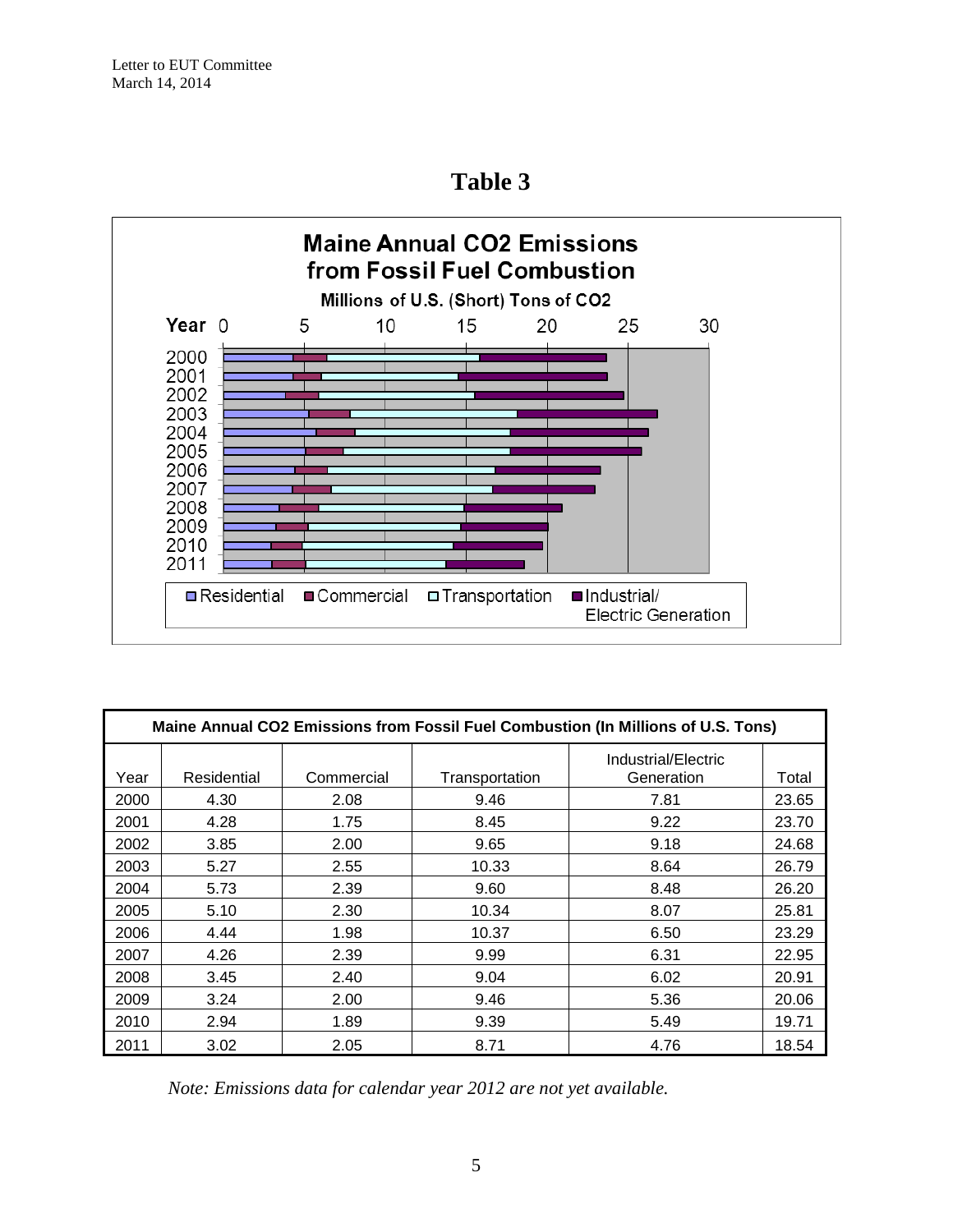# Table 3

**Maine Annual CO2 Emissions from Fossil Fuel Combustion**

Millions of U.S. (Short) Tons of CO2

| Maine Annual CO2 Emissions from Fossil Fuel Combustion (In Millions of U.S. Tons) | | | | | |
|---|---|---|---|---|---|
| Year | Residential | Commercial | Transportation | Industrial/Electric Generation | Total |
| 2000 | 4.30 | 2.08 | 9.46 | 7.81 | 23.65 |
| 2001 | 4.28 | 1.75 | 8.45 | 9.22 | 23.70 |
| 2002 | 3.85 | 2.00 | 9.65 | 9.18 | 24.68 |
| 2003 | 5.27 | 2.55 | 10.33 | 8.64 | 26.79 |
| 2004 | 5.73 | 2.39 | 9.60 | 8.48 | 26.20 |
| 2005 | 5.10 | 2.30 | 10.34 | 8.07 | 25.81 |
| 2006 | 4.44 | 1.98 | 10.37 | 6.50 | 23.29 |
| 2007 | 4.26 | 2.39 | 9.99 | 6.31 | 22.95 |
| 2008 | 3.45 | 2.40 | 9.04 | 6.02 | 20.91 |
| 2009 | 3.24 | 2.00 | 9.46 | 5.36 | 20.06 |
| 2010 | 2.94 | 1.89 | 9.39 | 5.49 | 19.71 |
| 2011 | 3.02 | 2.05 | 8.71 | 4.76 | 18.54 |

*Note: Emissions data for calendar year 2012 are not yet available.*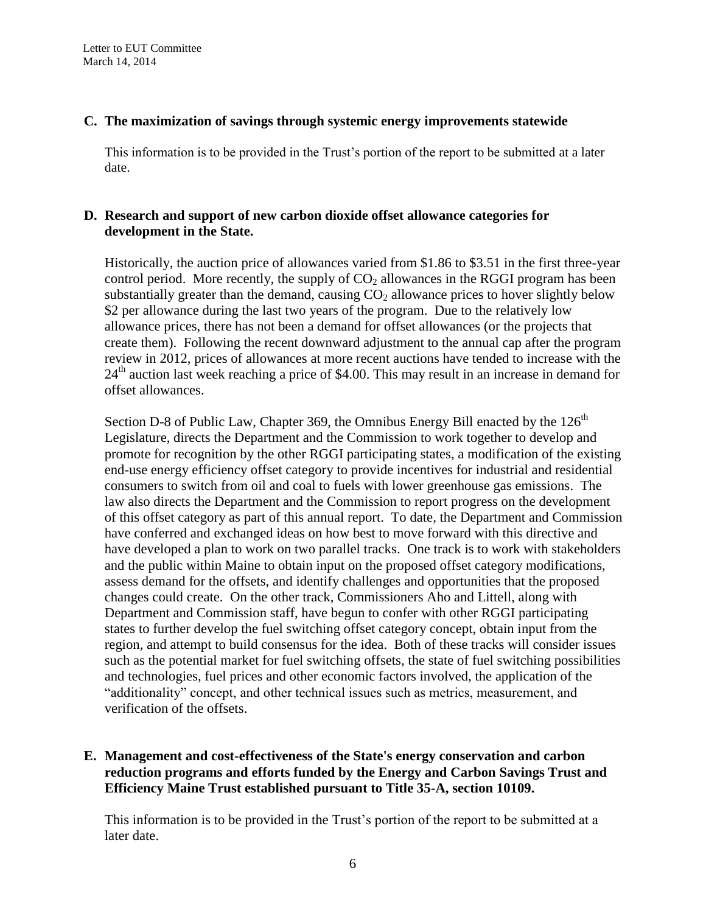**C. The maximization of savings through systemic energy improvements statewide**

This information is to be provided in the Trust's portion of the report to be submitted at a later date.

**D. Research and support of new carbon dioxide offset allowance categories for development in the State.**

Historically, the auction price of allowances varied from \$1.86 to \$3.51 in the first three-year control period. More recently, the supply of $CO_2$ allowances in the RGGI program has been substantially greater than the demand, causing $CO_2$ allowance prices to hover slightly below \$2 per allowance during the last two years of the program. Due to the relatively low allowance prices, there has not been a demand for offset allowances (or the projects that create them). Following the recent downward adjustment to the annual cap after the program review in 2012, prices of allowances at more recent auctions have tended to increase with the 24th auction last week reaching a price of \$4.00. This may result in an increase in demand for offset allowances.

Section D-8 of Public Law, Chapter 369, the Omnibus Energy Bill enacted by the 126th Legislature, directs the Department and the Commission to work together to develop and promote for recognition by the other RGGI participating states, a modification of the existing end-use energy efficiency offset category to provide incentives for industrial and residential consumers to switch from oil and coal to fuels with lower greenhouse gas emissions. The law also directs the Department and the Commission to report progress on the development of this offset category as part of this annual report. To date, the Department and Commission have conferred and exchanged ideas on how best to move forward with this directive and have developed a plan to work on two parallel tracks. One track is to work with stakeholders and the public within Maine to obtain input on the proposed offset category modifications, assess demand for the offsets, and identify challenges and opportunities that the proposed changes could create. On the other track, Commissioners Aho and Littell, along with Department and Commission staff, have begun to confer with other RGGI participating states to further develop the fuel switching offset category concept, obtain input from the region, and attempt to build consensus for the idea. Both of these tracks will consider issues such as the potential market for fuel switching offsets, the state of fuel switching possibilities and technologies, fuel prices and other economic factors involved, the application of the "additionality" concept, and other technical issues such as metrics, measurement, and verification of the offsets.

**E. Management and cost-effectiveness of the State's energy conservation and carbon reduction programs and efforts funded by the Energy and Carbon Savings Trust and Efficiency Maine Trust established pursuant to Title 35-A, section 10109.**

This information is to be provided in the Trust's portion of the report to be submitted at a later date.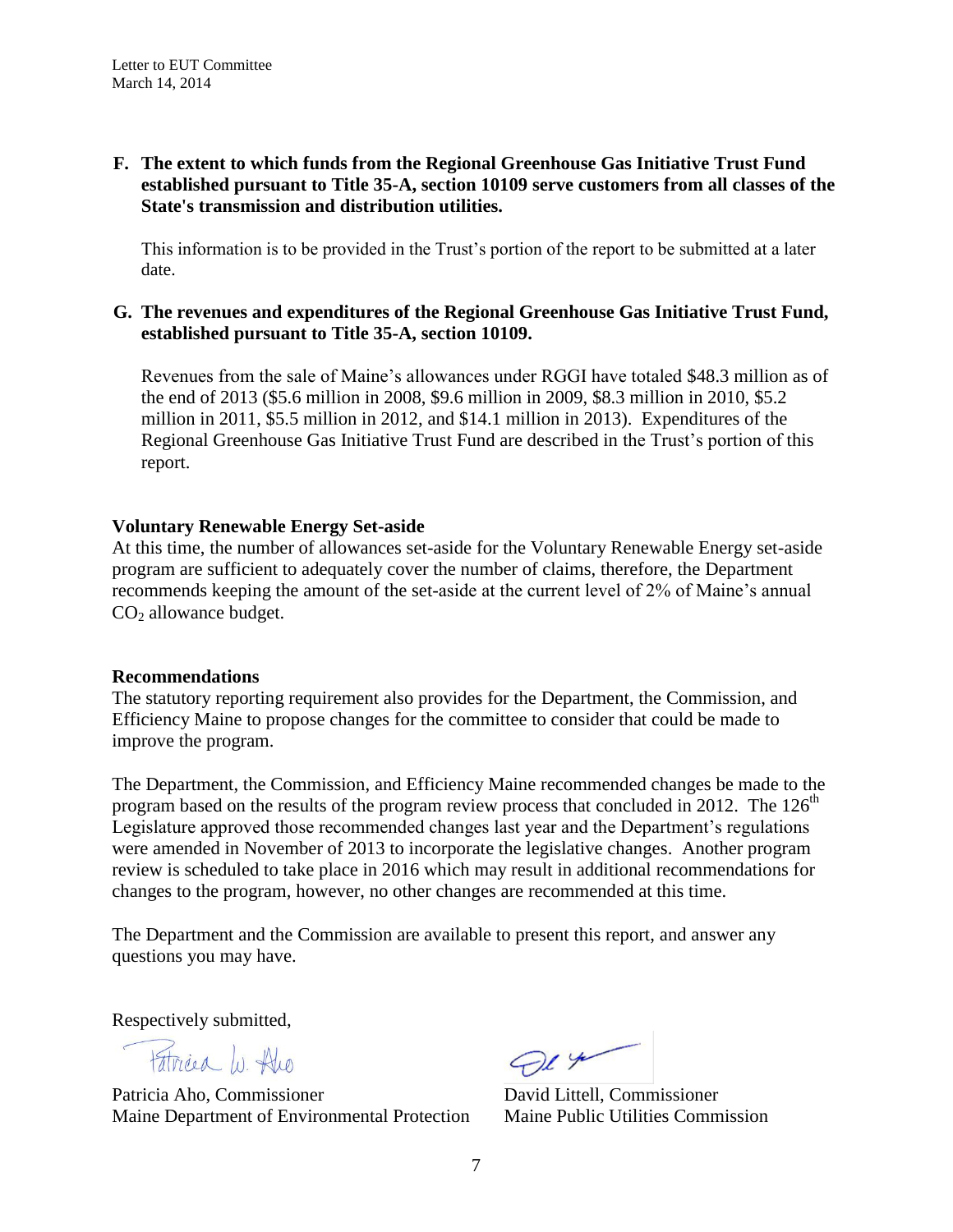**F. The extent to which funds from the Regional Greenhouse Gas Initiative Trust Fund established pursuant to Title 35-A, section 10109 serve customers from all classes of the State's transmission and distribution utilities.**

This information is to be provided in the Trust's portion of the report to be submitted at a later date.

**G. The revenues and expenditures of the Regional Greenhouse Gas Initiative Trust Fund, established pursuant to Title 35-A, section 10109.**

Revenues from the sale of Maine's allowances under RGGI have totaled $48.3 million as of the end of 2013 ($5.6 million in 2008, $9.6 million in 2009, $8.3 million in 2010, $5.2 million in 2011, $5.5 million in 2012, and $14.1 million in 2013). Expenditures of the Regional Greenhouse Gas Initiative Trust Fund are described in the Trust's portion of this report.

**Voluntary Renewable Energy Set-aside**

At this time, the number of allowances set-aside for the Voluntary Renewable Energy set-aside program are sufficient to adequately cover the number of claims, therefore, the Department recommends keeping the amount of the set-aside at the current level of 2% of Maine's annual $CO_2$ allowance budget.

**Recommendations**

The statutory reporting requirement also provides for the Department, the Commission, and Efficiency Maine to propose changes for the committee to consider that could be made to improve the program.

The Department, the Commission, and Efficiency Maine recommended changes be made to the program based on the results of the program review process that concluded in 2012. The 126th Legislature approved those recommended changes last year and the Department's regulations were amended in November of 2013 to incorporate the legislative changes. Another program review is scheduled to take place in 2016 which may result in additional recommendations for changes to the program, however, no other changes are recommended at this time.

The Department and the Commission are available to present this report, and answer any questions you may have.

Respectively submitted,

Patricia Aho, Commissioner
Maine Department of Environmental Protection

David Littell, Commissioner
Maine Public Utilities Commission